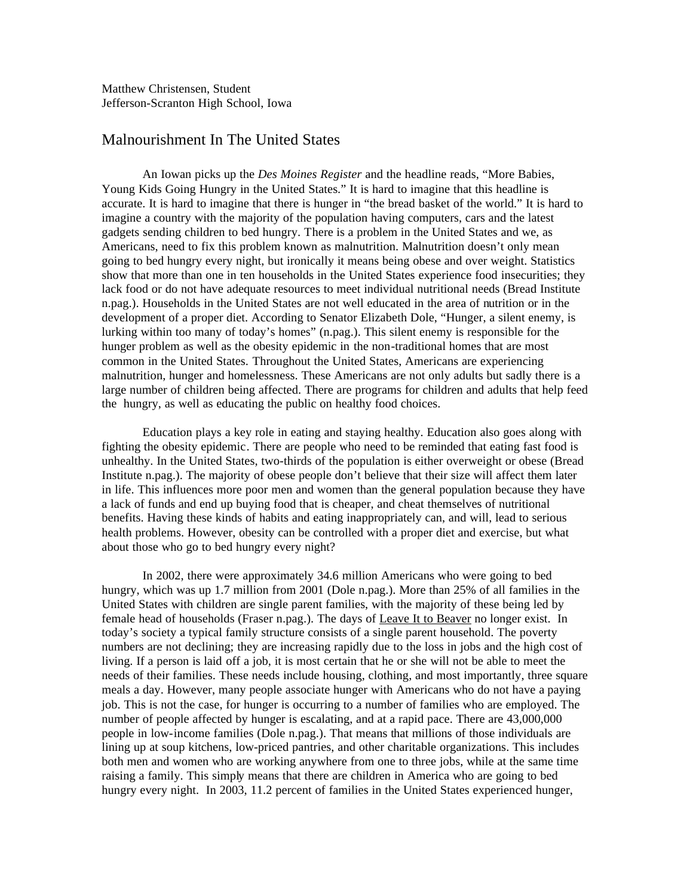Matthew Christensen, Student
Jefferson-Scranton High School, Iowa

# Malnourishment In The United States

An Iowan picks up the *Des Moines Register* and the headline reads, "More Babies, Young Kids Going Hungry in the United States." It is hard to imagine that this headline is accurate. It is hard to imagine that there is hunger in "the bread basket of the world." It is hard to imagine a country with the majority of the population having computers, cars and the latest gadgets sending children to bed hungry. There is a problem in the United States and we, as Americans, need to fix this problem known as malnutrition. Malnutrition doesn't only mean going to bed hungry every night, but ironically it means being obese and over weight. Statistics show that more than one in ten households in the United States experience food insecurities; they lack food or do not have adequate resources to meet individual nutritional needs (Bread Institute n.pag.). Households in the United States are not well educated in the area of nutrition or in the development of a proper diet. According to Senator Elizabeth Dole, "Hunger, a silent enemy, is lurking within too many of today's homes" (n.pag.). This silent enemy is responsible for the hunger problem as well as the obesity epidemic in the non-traditional homes that are most common in the United States. Throughout the United States, Americans are experiencing malnutrition, hunger and homelessness. These Americans are not only adults but sadly there is a large number of children being affected. There are programs for children and adults that help feed the hungry, as well as educating the public on healthy food choices.

Education plays a key role in eating and staying healthy. Education also goes along with fighting the obesity epidemic. There are people who need to be reminded that eating fast food is unhealthy. In the United States, two-thirds of the population is either overweight or obese (Bread Institute n.pag.). The majority of obese people don't believe that their size will affect them later in life. This influences more poor men and women than the general population because they have a lack of funds and end up buying food that is cheaper, and cheat themselves of nutritional benefits. Having these kinds of habits and eating inappropriately can, and will, lead to serious health problems. However, obesity can be controlled with a proper diet and exercise, but what about those who go to bed hungry every night?

In 2002, there were approximately 34.6 million Americans who were going to bed hungry, which was up 1.7 million from 2001 (Dole n.pag.). More than 25% of all families in the United States with children are single parent families, with the majority of these being led by female head of households (Fraser n.pag.). The days of <u>Leave It to Beaver</u> no longer exist. In today's society a typical family structure consists of a single parent household. The poverty numbers are not declining; they are increasing rapidly due to the loss in jobs and the high cost of living. If a person is laid off a job, it is most certain that he or she will not be able to meet the needs of their families. These needs include housing, clothing, and most importantly, three square meals a day. However, many people associate hunger with Americans who do not have a paying job. This is not the case, for hunger is occurring to a number of families who are employed. The number of people affected by hunger is escalating, and at a rapid pace. There are 43,000,000 people in low-income families (Dole n.pag.). That means that millions of those individuals are lining up at soup kitchens, low-priced pantries, and other charitable organizations. This includes both men and women who are working anywhere from one to three jobs, while at the same time raising a family. This simply means that there are children in America who are going to bed hungry every night. In 2003, 11.2 percent of families in the United States experienced hunger,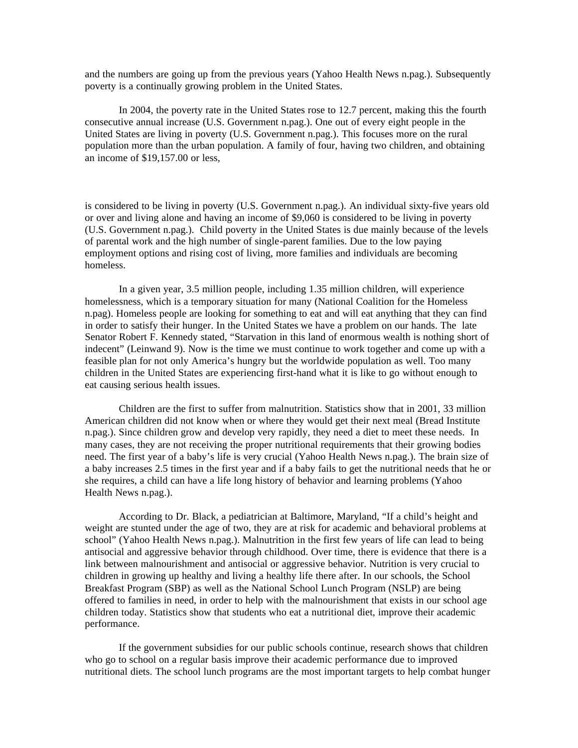and the numbers are going up from the previous years (Yahoo Health News n.pag.). Subsequently poverty is a continually growing problem in the United States.

In 2004, the poverty rate in the United States rose to 12.7 percent, making this the fourth consecutive annual increase (U.S. Government n.pag.). One out of every eight people in the United States are living in poverty (U.S. Government n.pag.). This focuses more on the rural population more than the urban population. A family of four, having two children, and obtaining an income of $19,157.00 or less, is considered to be living in poverty (U.S. Government n.pag.). An individual sixty-five years old or over and living alone and having an income of $9,060 is considered to be living in poverty (U.S. Government n.pag.). Child poverty in the United States is due mainly because of the levels of parental work and the high number of single-parent families. Due to the low paying employment options and rising cost of living, more families and individuals are becoming homeless.

In a given year, 3.5 million people, including 1.35 million children, will experience homelessness, which is a temporary situation for many (National Coalition for the Homeless n.pag). Homeless people are looking for something to eat and will eat anything that they can find in order to satisfy their hunger. In the United States we have a problem on our hands. The late Senator Robert F. Kennedy stated, "Starvation in this land of enormous wealth is nothing short of indecent" (Leinwand 9). Now is the time we must continue to work together and come up with a feasible plan for not only America's hungry but the worldwide population as well. Too many children in the United States are experiencing first-hand what it is like to go without enough to eat causing serious health issues.

Children are the first to suffer from malnutrition. Statistics show that in 2001, 33 million American children did not know when or where they would get their next meal (Bread Institute n.pag.). Since children grow and develop very rapidly, they need a diet to meet these needs. In many cases, they are not receiving the proper nutritional requirements that their growing bodies need. The first year of a baby's life is very crucial (Yahoo Health News n.pag.). The brain size of a baby increases 2.5 times in the first year and if a baby fails to get the nutritional needs that he or she requires, a child can have a life long history of behavior and learning problems (Yahoo Health News n.pag.).

According to Dr. Black, a pediatrician at Baltimore, Maryland, "If a child's height and weight are stunted under the age of two, they are at risk for academic and behavioral problems at school" (Yahoo Health News n.pag.). Malnutrition in the first few years of life can lead to being antisocial and aggressive behavior through childhood. Over time, there is evidence that there is a link between malnourishment and antisocial or aggressive behavior. Nutrition is very crucial to children in growing up healthy and living a healthy life there after. In our schools, the School Breakfast Program (SBP) as well as the National School Lunch Program (NSLP) are being offered to families in need, in order to help with the malnourishment that exists in our school age children today. Statistics show that students who eat a nutritional diet, improve their academic performance.

If the government subsidies for our public schools continue, research shows that children who go to school on a regular basis improve their academic performance due to improved nutritional diets. The school lunch programs are the most important targets to help combat hunger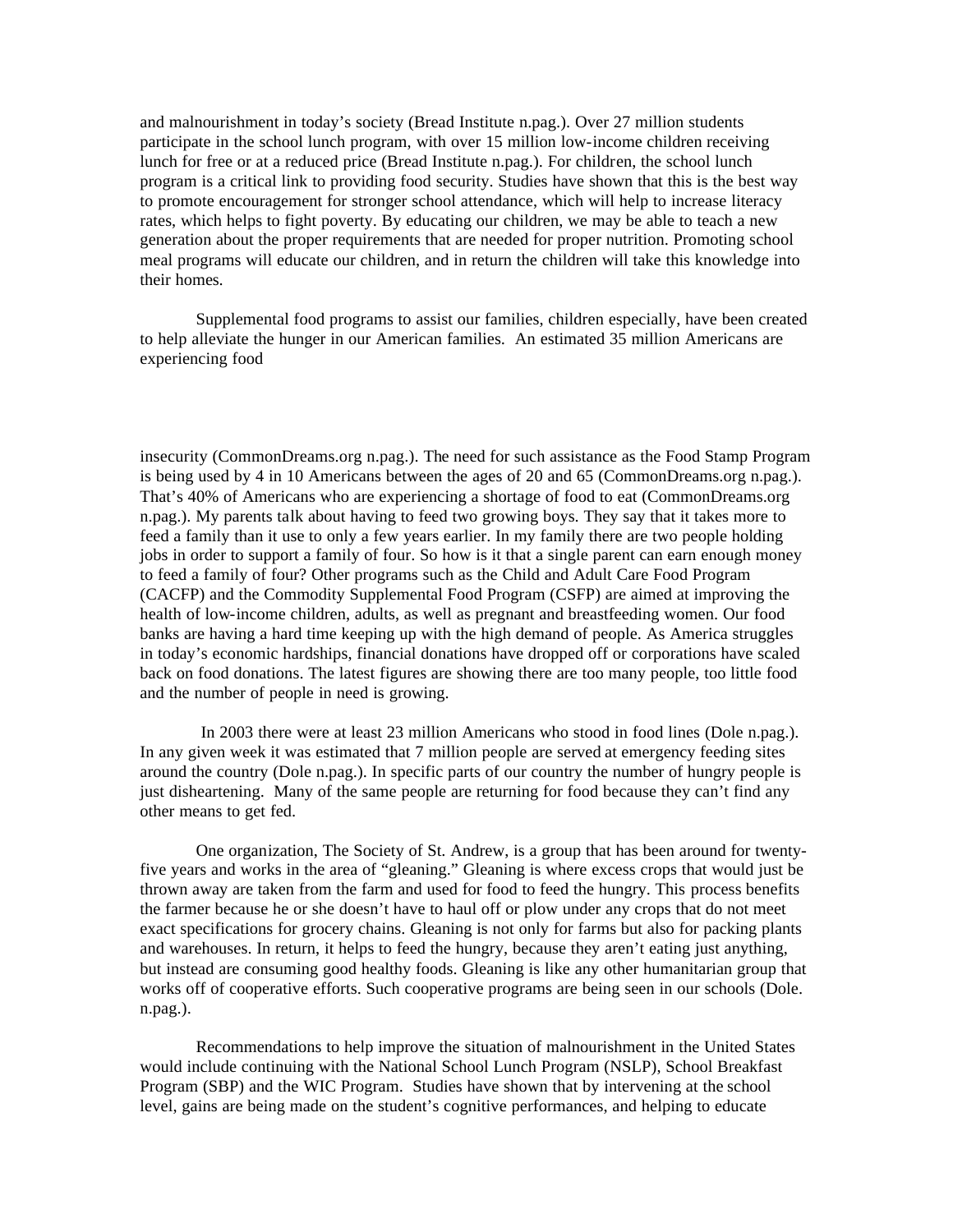and malnourishment in today's society (Bread Institute n.pag.). Over 27 million students participate in the school lunch program, with over 15 million low-income children receiving lunch for free or at a reduced price (Bread Institute n.pag.). For children, the school lunch program is a critical link to providing food security. Studies have shown that this is the best way to promote encouragement for stronger school attendance, which will help to increase literacy rates, which helps to fight poverty. By educating our children, we may be able to teach a new generation about the proper requirements that are needed for proper nutrition. Promoting school meal programs will educate our children, and in return the children will take this knowledge into their homes.

Supplemental food programs to assist our families, children especially, have been created to help alleviate the hunger in our American families. An estimated 35 million Americans are experiencing food insecurity (CommonDreams.org n.pag.). The need for such assistance as the Food Stamp Program is being used by 4 in 10 Americans between the ages of 20 and 65 (CommonDreams.org n.pag.). That's 40% of Americans who are experiencing a shortage of food to eat (CommonDreams.org n.pag.). My parents talk about having to feed two growing boys. They say that it takes more to feed a family than it use to only a few years earlier. In my family there are two people holding jobs in order to support a family of four. So how is it that a single parent can earn enough money to feed a family of four? Other programs such as the Child and Adult Care Food Program (CACFP) and the Commodity Supplemental Food Program (CSFP) are aimed at improving the health of low-income children, adults, as well as pregnant and breastfeeding women. Our food banks are having a hard time keeping up with the high demand of people. As America struggles in today's economic hardships, financial donations have dropped off or corporations have scaled back on food donations. The latest figures are showing there are too many people, too little food and the number of people in need is growing.

In 2003 there were at least 23 million Americans who stood in food lines (Dole n.pag.). In any given week it was estimated that 7 million people are served at emergency feeding sites around the country (Dole n.pag.). In specific parts of our country the number of hungry people is just disheartening. Many of the same people are returning for food because they can't find any other means to get fed.

One organization, The Society of St. Andrew, is a group that has been around for twenty-five years and works in the area of "gleaning." Gleaning is where excess crops that would just be thrown away are taken from the farm and used for food to feed the hungry. This process benefits the farmer because he or she doesn't have to haul off or plow under any crops that do not meet exact specifications for grocery chains. Gleaning is not only for farms but also for packing plants and warehouses. In return, it helps to feed the hungry, because they aren't eating just anything, but instead are consuming good healthy foods. Gleaning is like any other humanitarian group that works off of cooperative efforts. Such cooperative programs are being seen in our schools (Dole. n.pag.).

Recommendations to help improve the situation of malnourishment in the United States would include continuing with the National School Lunch Program (NSLP), School Breakfast Program (SBP) and the WIC Program. Studies have shown that by intervening at the school level, gains are being made on the student's cognitive performances, and helping to educate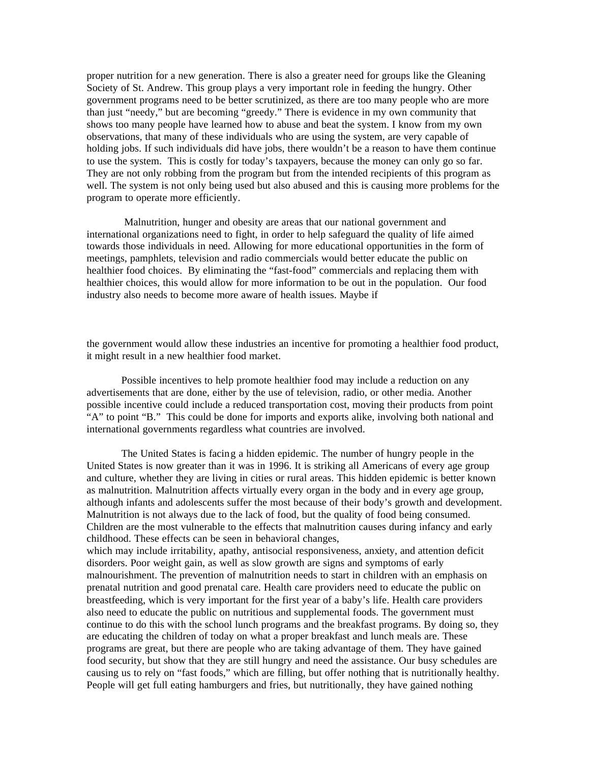proper nutrition for a new generation. There is also a greater need for groups like the Gleaning Society of St. Andrew. This group plays a very important role in feeding the hungry. Other government programs need to be better scrutinized, as there are too many people who are more than just "needy," but are becoming "greedy." There is evidence in my own community that shows too many people have learned how to abuse and beat the system. I know from my own observations, that many of these individuals who are using the system, are very capable of holding jobs. If such individuals did have jobs, there wouldn't be a reason to have them continue to use the system. This is costly for today's taxpayers, because the money can only go so far. They are not only robbing from the program but from the intended recipients of this program as well. The system is not only being used but also abused and this is causing more problems for the program to operate more efficiently.

Malnutrition, hunger and obesity are areas that our national government and international organizations need to fight, in order to help safeguard the quality of life aimed towards those individuals in need. Allowing for more educational opportunities in the form of meetings, pamphlets, television and radio commercials would better educate the public on healthier food choices. By eliminating the "fast-food" commercials and replacing them with healthier choices, this would allow for more information to be out in the population. Our food industry also needs to become more aware of health issues. Maybe if the government would allow these industries an incentive for promoting a healthier food product, it might result in a new healthier food market.

Possible incentives to help promote healthier food may include a reduction on any advertisements that are done, either by the use of television, radio, or other media. Another possible incentive could include a reduced transportation cost, moving their products from point "A" to point "B." This could be done for imports and exports alike, involving both national and international governments regardless what countries are involved.

The United States is facing a hidden epidemic. The number of hungry people in the United States is now greater than it was in 1996. It is striking all Americans of every age group and culture, whether they are living in cities or rural areas. This hidden epidemic is better known as malnutrition. Malnutrition affects virtually every organ in the body and in every age group, although infants and adolescents suffer the most because of their body's growth and development. Malnutrition is not always due to the lack of food, but the quality of food being consumed. Children are the most vulnerable to the effects that malnutrition causes during infancy and early childhood. These effects can be seen in behavioral changes, which may include irritability, apathy, antisocial responsiveness, anxiety, and attention deficit disorders. Poor weight gain, as well as slow growth are signs and symptoms of early malnourishment. The prevention of malnutrition needs to start in children with an emphasis on prenatal nutrition and good prenatal care. Health care providers need to educate the public on breastfeeding, which is very important for the first year of a baby's life. Health care providers also need to educate the public on nutritious and supplemental foods. The government must continue to do this with the school lunch programs and the breakfast programs. By doing so, they are educating the children of today on what a proper breakfast and lunch meals are. These programs are great, but there are people who are taking advantage of them. They have gained food security, but show that they are still hungry and need the assistance. Our busy schedules are causing us to rely on "fast foods," which are filling, but offer nothing that is nutritionally healthy. People will get full eating hamburgers and fries, but nutritionally, they have gained nothing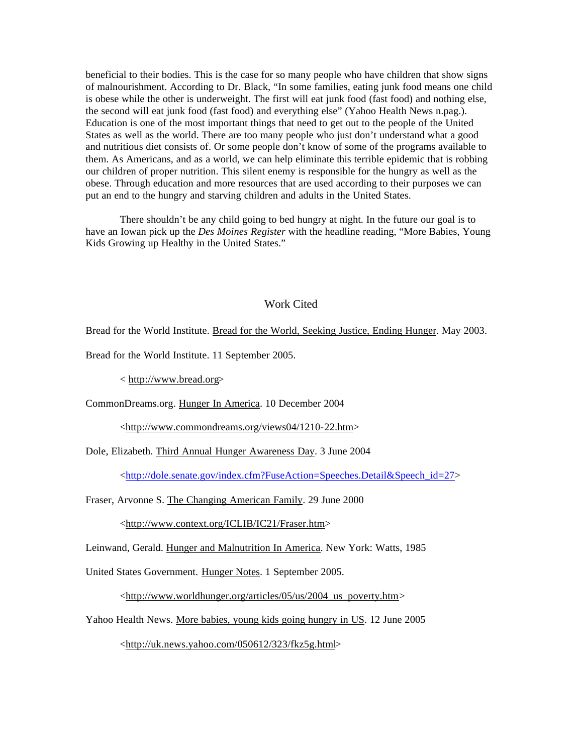beneficial to their bodies. This is the case for so many people who have children that show signs of malnourishment. According to Dr. Black, "In some families, eating junk food means one child is obese while the other is underweight. The first will eat junk food (fast food) and nothing else, the second will eat junk food (fast food) and everything else" (Yahoo Health News n.pag.). Education is one of the most important things that need to get out to the people of the United States as well as the world. There are too many people who just don't understand what a good and nutritious diet consists of. Or some people don't know of some of the programs available to them. As Americans, and as a world, we can help eliminate this terrible epidemic that is robbing our children of proper nutrition. This silent enemy is responsible for the hungry as well as the obese. Through education and more resources that are used according to their purposes we can put an end to the hungry and starving children and adults in the United States.

There shouldn't be any child going to bed hungry at night. In the future our goal is to have an Iowan pick up the *Des Moines Register* with the headline reading, "More Babies, Young Kids Growing up Healthy in the United States."

## Work Cited

Bread for the World Institute. Bread for the World, Seeking Justice, Ending Hunger. May 2003.

Bread for the World Institute. 11 September 2005.

< http://www.bread.org>

CommonDreams.org. Hunger In America. 10 December 2004

<http://www.commondreams.org/views04/1210-22.htm>

Dole, Elizabeth. Third Annual Hunger Awareness Day. 3 June 2004

<http://dole.senate.gov/index.cfm?FuseAction=Speeches.Detail&Speech_id=27>

Fraser, Arvonne S. The Changing American Family. 29 June 2000

<http://www.context.org/ICLIB/IC21/Fraser.htm>

Leinwand, Gerald. Hunger and Malnutrition In America. New York: Watts, 1985

United States Government. Hunger Notes. 1 September 2005.

<http://www.worldhunger.org/articles/05/us/2004_us_poverty.htm>

Yahoo Health News. More babies, young kids going hungry in US. 12 June 2005

<http://uk.news.yahoo.com/050612/323/fkz5g.html>